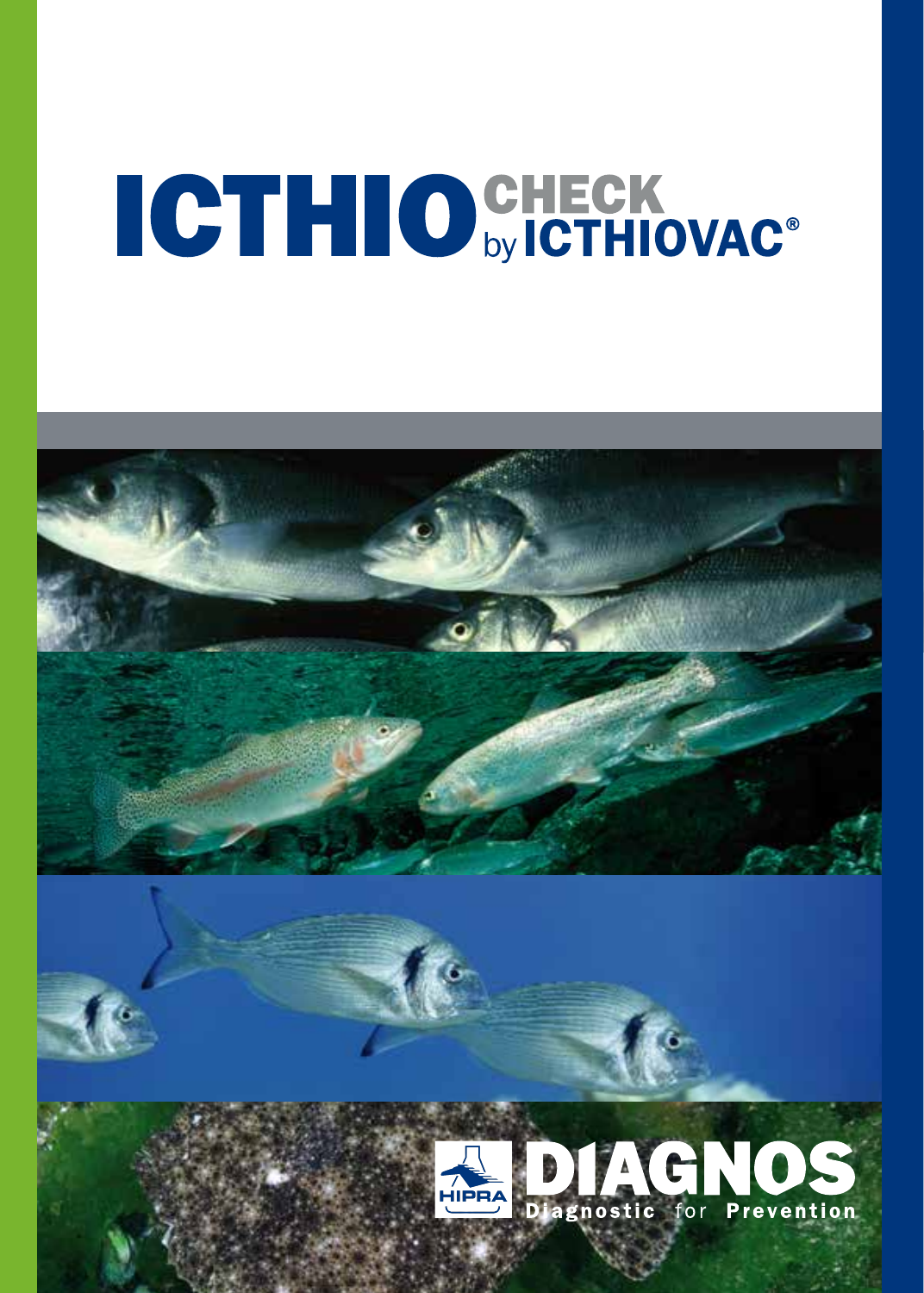# ICTHIO CHECK by ICTHIOVAC®

HIPRA

DIAGNOS

Diagnostic for Prevention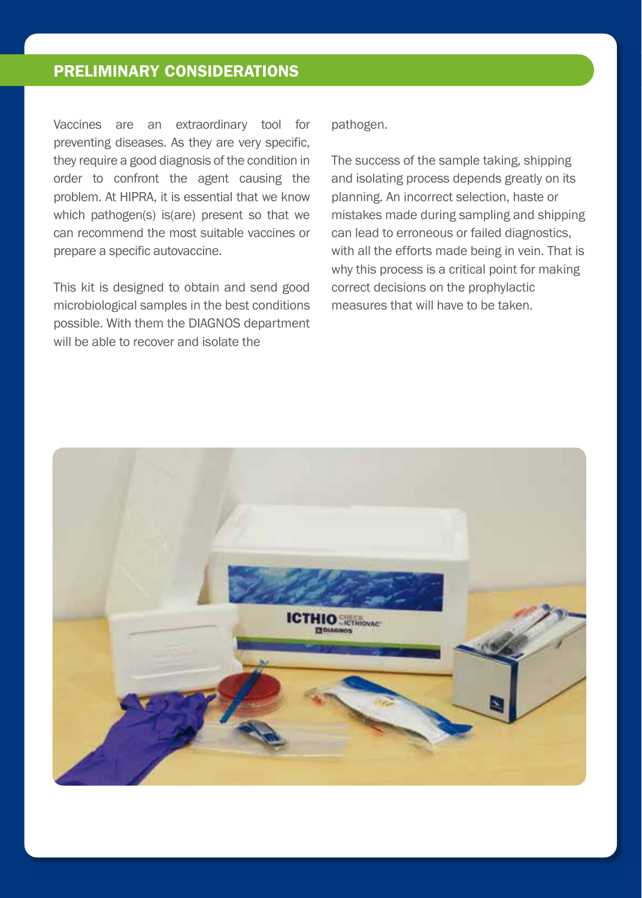## PRELIMINARY CONSIDERATIONS

Vaccines are an extraordinary tool for preventing diseases. As they are very specific, they require a good diagnosis of the condition in order to confront the agent causing the problem. At HIPRA, it is essential that we know which pathogen(s) is(are) present so that we can recommend the most suitable vaccines or prepare a specific autovaccine.

This kit is designed to obtain and send good microbiological samples in the best conditions possible. With them the DIAGNOS department will be able to recover and isolate the pathogen.

The success of the sample taking, shipping and isolating process depends greatly on its planning. An incorrect selection, haste or mistakes made during sampling and shipping can lead to erroneous or failed diagnostics, with all the efforts made being in vein. That is why this process is a critical point for making correct decisions on the prophylactic measures that will have to be taken.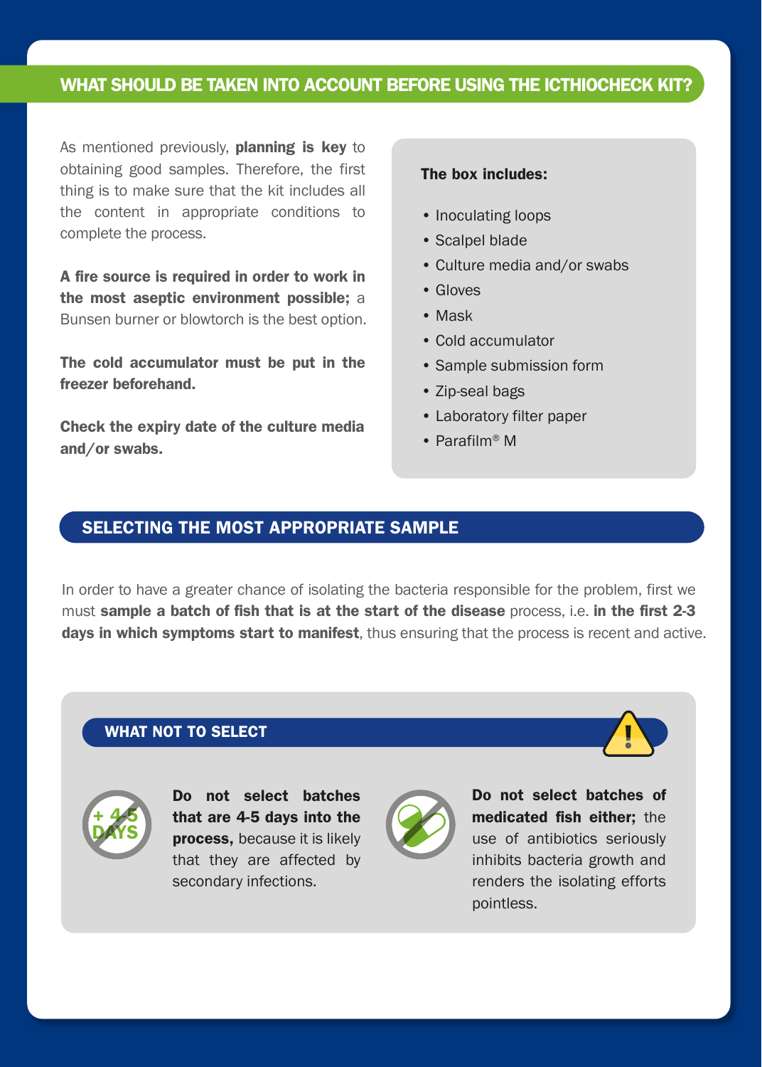## WHAT SHOULD BE TAKEN INTO ACCOUNT BEFORE USING THE ICTHIOCHECK KIT?

As mentioned previously, **planning is key** to obtaining good samples. Therefore, the first thing is to make sure that the kit includes all the content in appropriate conditions to complete the process.

**A fire source is required in order to work in the most aseptic environment possible;** a Bunsen burner or blowtorch is the best option.

**The cold accumulator must be put in the freezer beforehand.**

**Check the expiry date of the culture media and/or swabs.**

**The box includes:**

- Inoculating loops
- Scalpel blade
- Culture media and/or swabs
- Gloves
- Mask
- Cold accumulator
- Sample submission form
- Zip-seal bags
- Laboratory filter paper
- Parafilm® M

## SELECTING THE MOST APPROPRIATE SAMPLE

In order to have a greater chance of isolating the bacteria responsible for the problem, first we must **sample a batch of fish that is at the start of the disease** process, i.e. **in the first 2-3 days in which symptoms start to manifest**, thus ensuring that the process is recent and active.

### WHAT NOT TO SELECT

+ 4-5 DAYS

**Do not select batches that are 4-5 days into the process,** because it is likely that they are affected by secondary infections.

**Do not select batches of medicated fish either;** the use of antibiotics seriously inhibits bacteria growth and renders the isolating efforts pointless.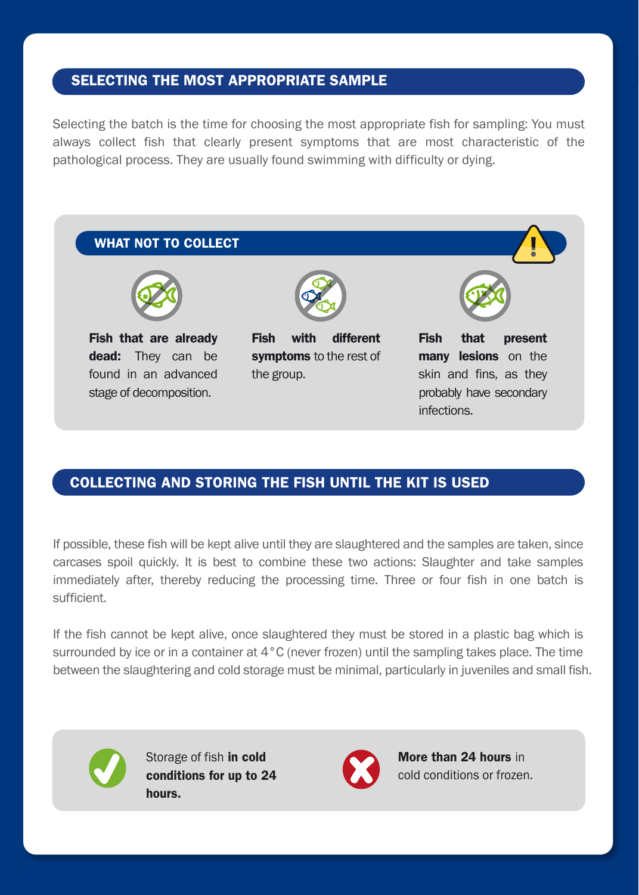## SELECTING THE MOST APPROPRIATE SAMPLE

Selecting the batch is the time for choosing the most appropriate fish for sampling: You must always collect fish that clearly present symptoms that are most characteristic of the pathological process. They are usually found swimming with difficulty or dying.

### WHAT NOT TO COLLECT

**Fish that are already dead:** They can be found in an advanced stage of decomposition.

**Fish with different symptoms** to the rest of the group.

**Fish that present many lesions** on the skin and fins, as they probably have secondary infections.

## COLLECTING AND STORING THE FISH UNTIL THE KIT IS USED

If possible, these fish will be kept alive until they are slaughtered and the samples are taken, since carcases spoil quickly. It is best to combine these two actions: Slaughter and take samples immediately after, thereby reducing the processing time. Three or four fish in one batch is sufficient.

If the fish cannot be kept alive, once slaughtered they must be stored in a plastic bag which is surrounded by ice or in a container at 4 °C (never frozen) until the sampling takes place. The time between the slaughtering and cold storage must be minimal, particularly in juveniles and small fish.

✔ Storage of fish **in cold conditions for up to 24 hours.**

✘ **More than 24 hours** in cold conditions or frozen.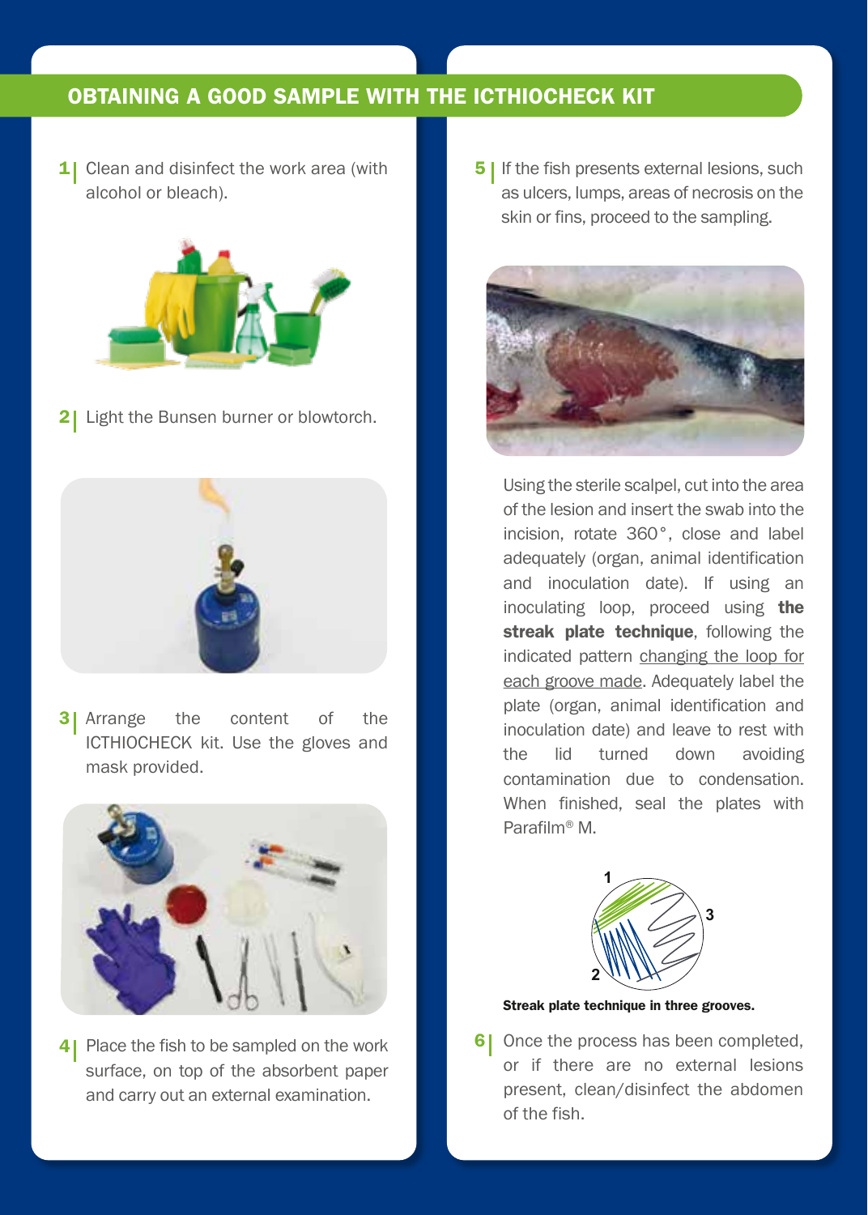## OBTAINING A GOOD SAMPLE WITH THE ICTHIOCHECK KIT

1. Clean and disinfect the work area (with alcohol or bleach).

2. Light the Bunsen burner or blowtorch.

3. Arrange the content of the ICTHIOCHECK kit. Use the gloves and mask provided.

4. Place the fish to be sampled on the work surface, on top of the absorbent paper and carry out an external examination.

5. If the fish presents external lesions, such as ulcers, lumps, areas of necrosis on the skin or fins, proceed to the sampling.

   Using the sterile scalpel, cut into the area of the lesion and insert the swab into the incision, rotate 360°, close and label adequately (organ, animal identification and inoculation date). If using an inoculating loop, proceed using **the streak plate technique**, following the indicated pattern changing the loop for each groove made. Adequately label the plate (organ, animal identification and inoculation date) and leave to rest with the lid turned down avoiding contamination due to condensation. When finished, seal the plates with Parafilm® M.

1

3

2

**Streak plate technique in three grooves.**

6. Once the process has been completed, or if there are no external lesions present, clean/disinfect the abdomen of the fish.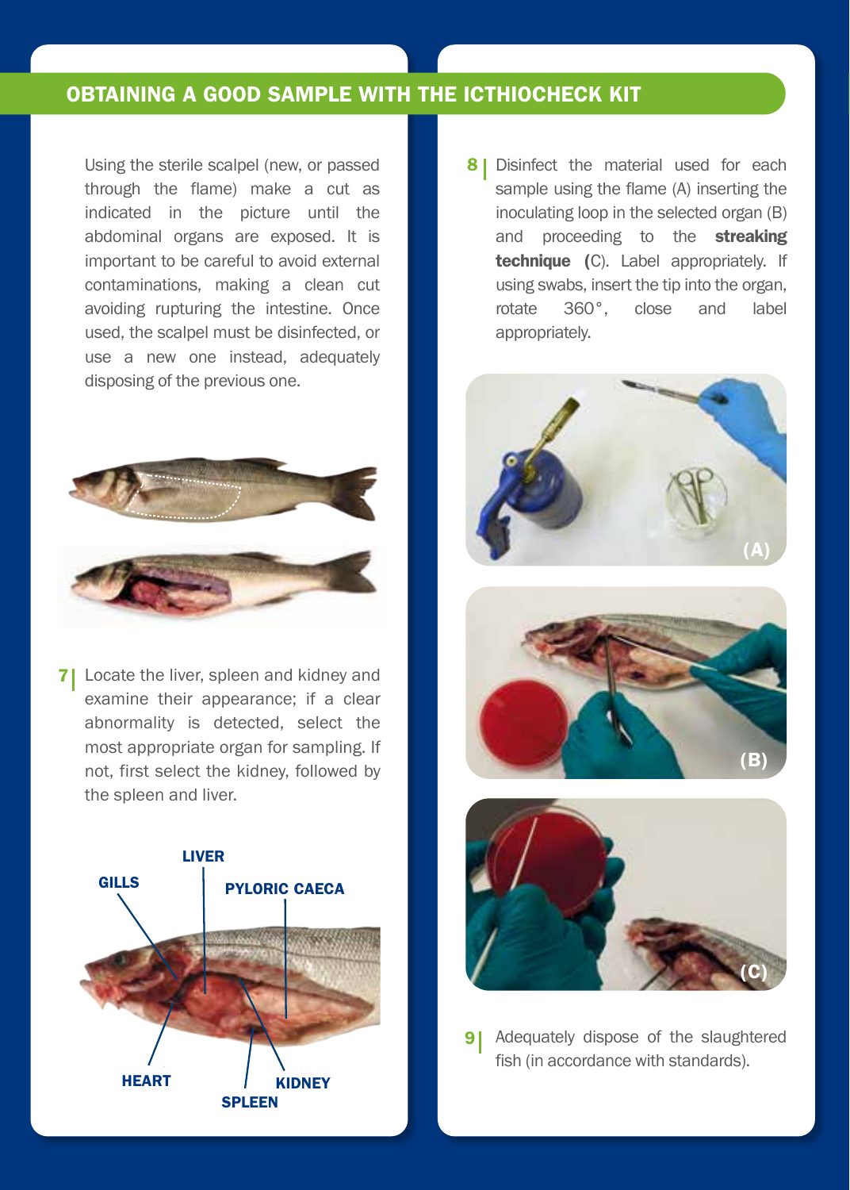## OBTAINING A GOOD SAMPLE WITH THE ICTHIOCHECK KIT

Using the sterile scalpel (new, or passed through the flame) make a cut as indicated in the picture until the abdominal organs are exposed. It is important to be careful to avoid external contaminations, making a clean cut avoiding rupturing the intestine. Once used, the scalpel must be disinfected, or use a new one instead, adequately disposing of the previous one.

7. Locate the liver, spleen and kidney and examine their appearance; if a clear abnormality is detected, select the most appropriate organ for sampling. If not, first select the kidney, followed by the spleen and liver.

LIVER
GILLS
PYLORIC CAECA
HEART
KIDNEY
SPLEEN

8. Disinfect the material used for each sample using the flame (A) inserting the inoculating loop in the selected organ (B) and proceeding to the **streaking technique** (C). Label appropriately. If using swabs, insert the tip into the organ, rotate 360°, close and label appropriately.

(A)

(B)

(C)

9. Adequately dispose of the slaughtered fish (in accordance with standards).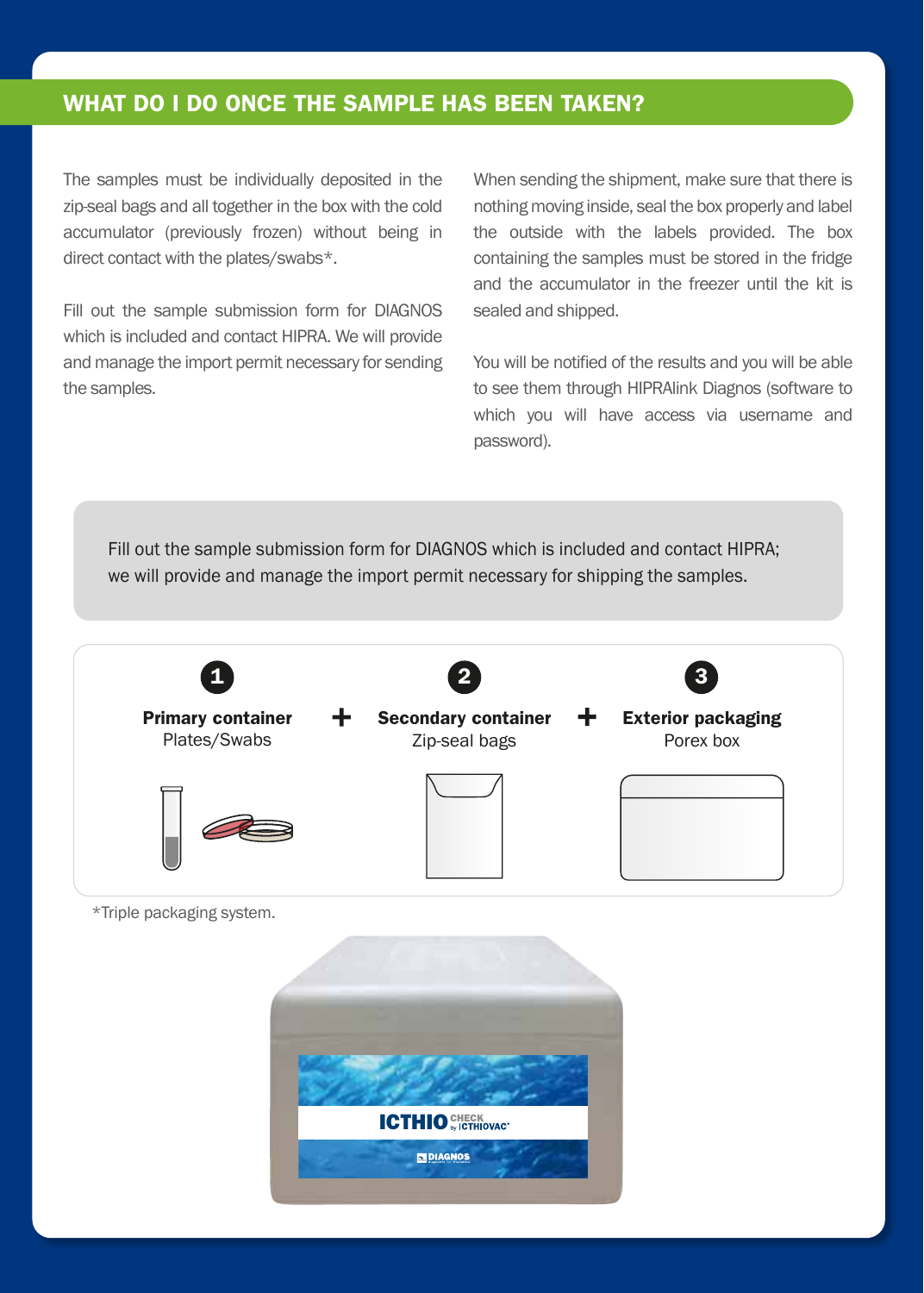## WHAT DO I DO ONCE THE SAMPLE HAS BEEN TAKEN?

The samples must be individually deposited in the zip-seal bags and all together in the box with the cold accumulator (previously frozen) without being in direct contact with the plates/swabs*.

Fill out the sample submission form for DIAGNOS which is included and contact HIPRA. We will provide and manage the import permit necessary for sending the samples.

When sending the shipment, make sure that there is nothing moving inside, seal the box properly and label the outside with the labels provided. The box containing the samples must be stored in the fridge and the accumulator in the freezer until the kit is sealed and shipped.

You will be notified of the results and you will be able to see them through HIPRAlink Diagnos (software to which you will have access via username and password).

Fill out the sample submission form for DIAGNOS which is included and contact HIPRA; we will provide and manage the import permit necessary for shipping the samples.

1. **Primary container** Plates/Swabs
2. **Secondary container** Zip-seal bags
3. **Exterior packaging** Porex box

*Triple packaging system.

ICTHIO CHECK by ICTHIOVAC
DIAGNOS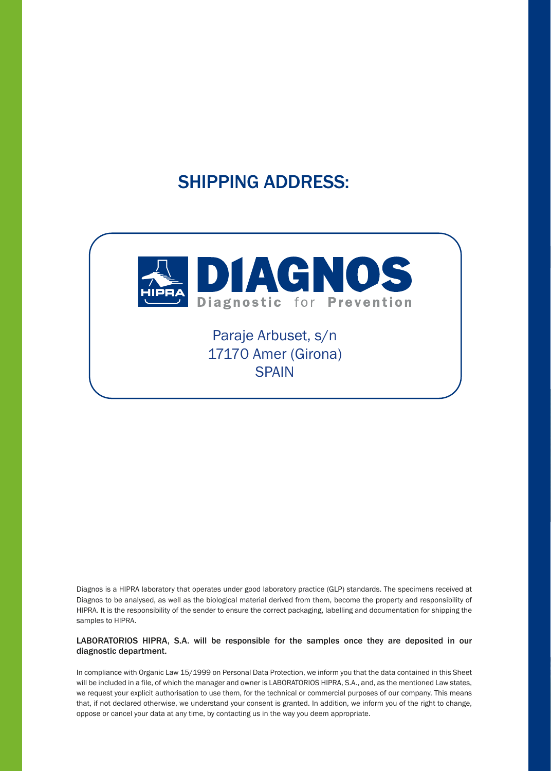# SHIPPING ADDRESS:

HIPRA

DIAGNOS

Diagnostic for Prevention

Paraje Arbuset, s/n
17170 Amer (Girona)
SPAIN

Diagnos is a HIPRA laboratory that operates under good laboratory practice (GLP) standards. The specimens received at Diagnos to be analysed, as well as the biological material derived from them, become the property and responsibility of HIPRA. It is the responsibility of the sender to ensure the correct packaging, labelling and documentation for shipping the samples to HIPRA.

LABORATORIOS HIPRA, S.A. will be responsible for the samples once they are deposited in our diagnostic department.

In compliance with Organic Law 15/1999 on Personal Data Protection, we inform you that the data contained in this Sheet will be included in a file, of which the manager and owner is LABORATORIOS HIPRA, S.A., and, as the mentioned Law states, we request your explicit authorisation to use them, for the technical or commercial purposes of our company. This means that, if not declared otherwise, we understand your consent is granted. In addition, we inform you of the right to change, oppose or cancel your data at any time, by contacting us in the way you deem appropriate.